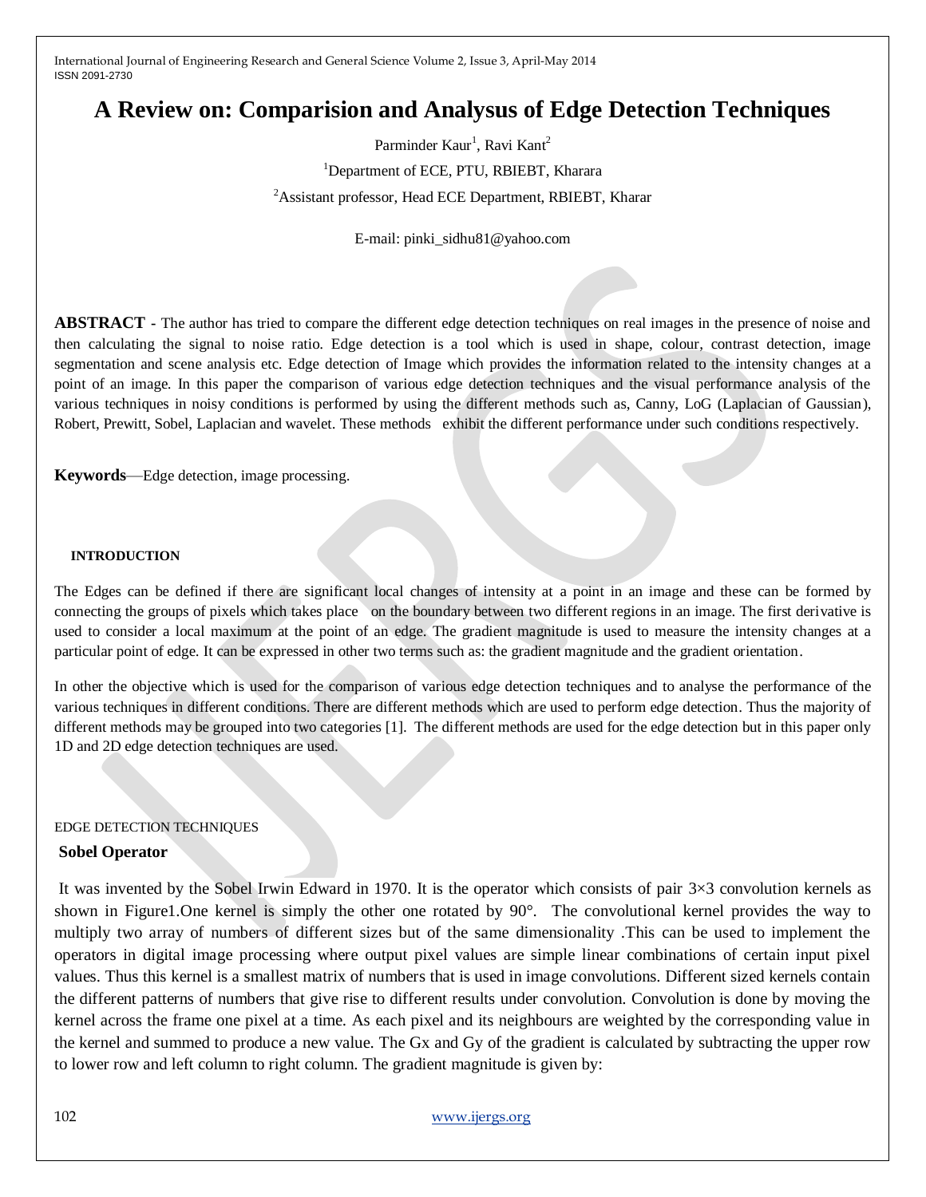# A Review on: Comparision and Analysus of Edge Detection Techniques

Parminder Kaur[1], Ravi Kant[2]

[1]Department of ECE, PTU, RBIEBT, Kharara

[2]Assistant professor, Head ECE Department, RBIEBT, Kharar

E-mail: pinki_sidhu81@yahoo.com

**ABSTRACT** - The author has tried to compare the different edge detection techniques on real images in the presence of noise and then calculating the signal to noise ratio. Edge detection is a tool which is used in shape, colour, contrast detection, image segmentation and scene analysis etc. Edge detection of Image which provides the information related to the intensity changes at a point of an image. In this paper the comparison of various edge detection techniques and the visual performance analysis of the various techniques in noisy conditions is performed by using the different methods such as, Canny, LoG (Laplacian of Gaussian), Robert, Prewitt, Sobel, Laplacian and wavelet. These methods exhibit the different performance under such conditions respectively.

**Keywords**—Edge detection, image processing.

## INTRODUCTION

The Edges can be defined if there are significant local changes of intensity at a point in an image and these can be formed by connecting the groups of pixels which takes place on the boundary between two different regions in an image. The first derivative is used to consider a local maximum at the point of an edge. The gradient magnitude is used to measure the intensity changes at a particular point of edge. It can be expressed in other two terms such as: the gradient magnitude and the gradient orientation.

In other the objective which is used for the comparison of various edge detection techniques and to analyse the performance of the various techniques in different conditions. There are different methods which are used to perform edge detection. Thus the majority of different methods may be grouped into two categories [1]. The different methods are used for the edge detection but in this paper only 1D and 2D edge detection techniques are used.

## EDGE DETECTION TECHNIQUES

### Sobel Operator

It was invented by the Sobel Irwin Edward in 1970. It is the operator which consists of pair 3×3 convolution kernels as shown in Figure1.One kernel is simply the other one rotated by 90°. The convolutional kernel provides the way to multiply two array of numbers of different sizes but of the same dimensionality .This can be used to implement the operators in digital image processing where output pixel values are simple linear combinations of certain input pixel values. Thus this kernel is a smallest matrix of numbers that is used in image convolutions. Different sized kernels contain the different patterns of numbers that give rise to different results under convolution. Convolution is done by moving the kernel across the frame one pixel at a time. As each pixel and its neighbours are weighted by the corresponding value in the kernel and summed to produce a new value. The Gx and Gy of the gradient is calculated by subtracting the upper row to lower row and left column to right column. The gradient magnitude is given by: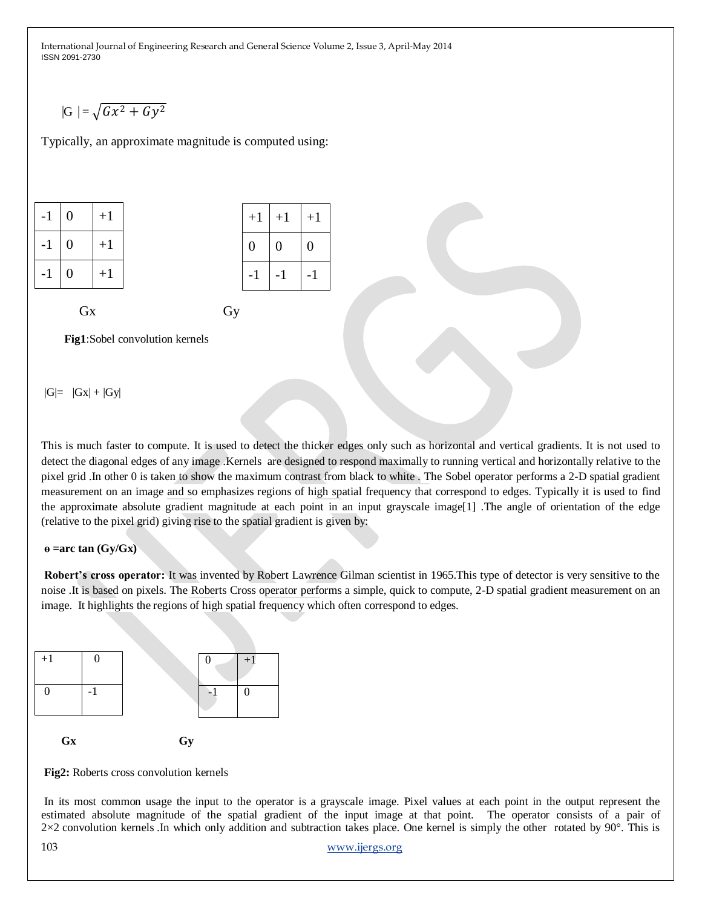$$|G| = \sqrt{Gx^2 + Gy^2}$$

Typically, an approximate magnitude is computed using:

| -1 | 0 | +1 |
|---|---|---|
| -1 | 0 | +1 |
| -1 | 0 | +1 |

Gx

| +1 | +1 | +1 |
|---|---|---|
| 0 | 0 | 0 |
| -1 | -1 | -1 |

Gy

**Fig1**:Sobel convolution kernels

$$|G| = |Gx| + |Gy|$$

This is much faster to compute. It is used to detect the thicker edges only such as horizontal and vertical gradients. It is not used to detect the diagonal edges of any image .Kernels are designed to respond maximally to running vertical and horizontally relative to the pixel grid .In other 0 is taken to show the maximum contrast from black to white . The Sobel operator performs a 2-D spatial gradient measurement on an image and so emphasizes regions of high spatial frequency that correspond to edges. Typically it is used to find the approximate absolute gradient magnitude at each point in an input grayscale image[1] .The angle of orientation of the edge (relative to the pixel grid) giving rise to the spatial gradient is given by:

**$\theta$ =arc tan (Gy/Gx)**

**Robert's cross operator:** It was invented by Robert Lawrence Gilman scientist in 1965.This type of detector is very sensitive to the noise .It is based on pixels. The Roberts Cross operator performs a simple, quick to compute, 2-D spatial gradient measurement on an image. It highlights the regions of high spatial frequency which often correspond to edges.

| +1 | 0 |
|---|---|
| 0 | -1 |

**Gx**

| 0 | +1 |
|---|---|
| -1 | 0 |

**Gy**

**Fig2:** Roberts cross convolution kernels

In its most common usage the input to the operator is a grayscale image. Pixel values at each point in the output represent the estimated absolute magnitude of the spatial gradient of the input image at that point. The operator consists of a pair of 2×2 convolution kernels .In which only addition and subtraction takes place. One kernel is simply the other rotated by 90°. This is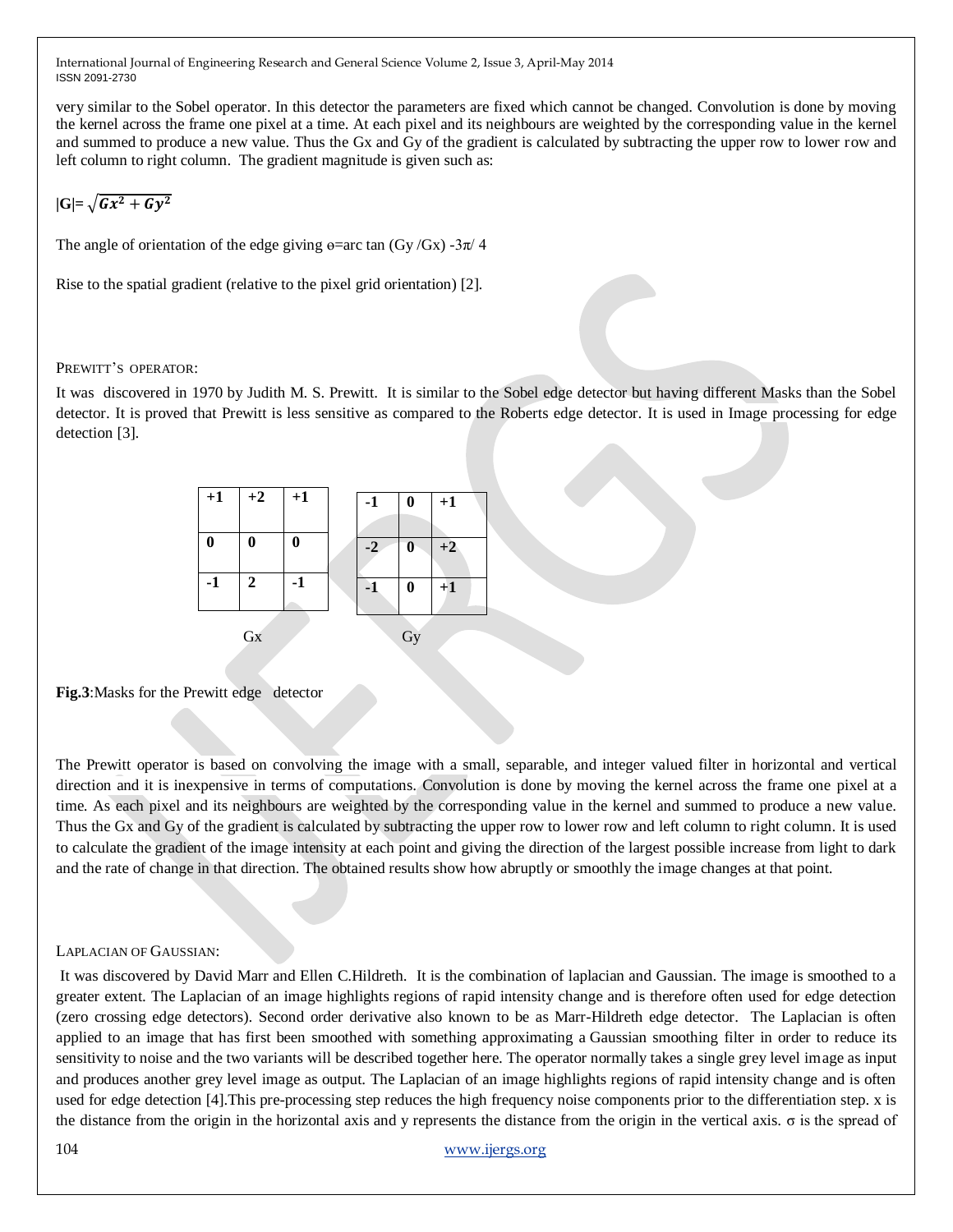very similar to the Sobel operator. In this detector the parameters are fixed which cannot be changed. Convolution is done by moving the kernel across the frame one pixel at a time. At each pixel and its neighbours are weighted by the corresponding value in the kernel and summed to produce a new value. Thus the Gx and Gy of the gradient is calculated by subtracting the upper row to lower row and left column to right column. The gradient magnitude is given such as:

$$|G|=\sqrt{Gx^2+Gy^2}$$

The angle of orientation of the edge giving θ=arc tan (Gy /Gx) -3π/ 4

Rise to the spatial gradient (relative to the pixel grid orientation) [2].

### PREWITT'S OPERATOR:

It was discovered in 1970 by Judith M. S. Prewitt. It is similar to the Sobel edge detector but having different Masks than the Sobel detector. It is proved that Prewitt is less sensitive as compared to the Roberts edge detector. It is used in Image processing for edge detection [3].

| | | |
|---|---|---|
| **+1** | **+2** | **+1** |
| **0** | **0** | **0** |
| **-1** | **2** | **-1** |

Gx

| | | |
|---|---|---|
| **-1** | **0** | **+1** |
| **-2** | **0** | **+2** |
| **-1** | **0** | **+1** |

Gy

**Fig.3**:Masks for the Prewitt edge detector

The Prewitt operator is based on convolving the image with a small, separable, and integer valued filter in horizontal and vertical direction and it is inexpensive in terms of computations. Convolution is done by moving the kernel across the frame one pixel at a time. As each pixel and its neighbours are weighted by the corresponding value in the kernel and summed to produce a new value. Thus the Gx and Gy of the gradient is calculated by subtracting the upper row to lower row and left column to right column. It is used to calculate the gradient of the image intensity at each point and giving the direction of the largest possible increase from light to dark and the rate of change in that direction. The obtained results show how abruptly or smoothly the image changes at that point.

### LAPLACIAN OF GAUSSIAN:

It was discovered by David Marr and Ellen C.Hildreth. It is the combination of laplacian and Gaussian. The image is smoothed to a greater extent. The Laplacian of an image highlights regions of rapid intensity change and is therefore often used for edge detection (zero crossing edge detectors). Second order derivative also known to be as Marr-Hildreth edge detector. The Laplacian is often applied to an image that has first been smoothed with something approximating a Gaussian smoothing filter in order to reduce its sensitivity to noise and the two variants will be described together here. The operator normally takes a single grey level image as input and produces another grey level image as output. The Laplacian of an image highlights regions of rapid intensity change and is often used for edge detection [4].This pre-processing step reduces the high frequency noise components prior to the differentiation step. x is the distance from the origin in the horizontal axis and y represents the distance from the origin in the vertical axis. σ is the spread of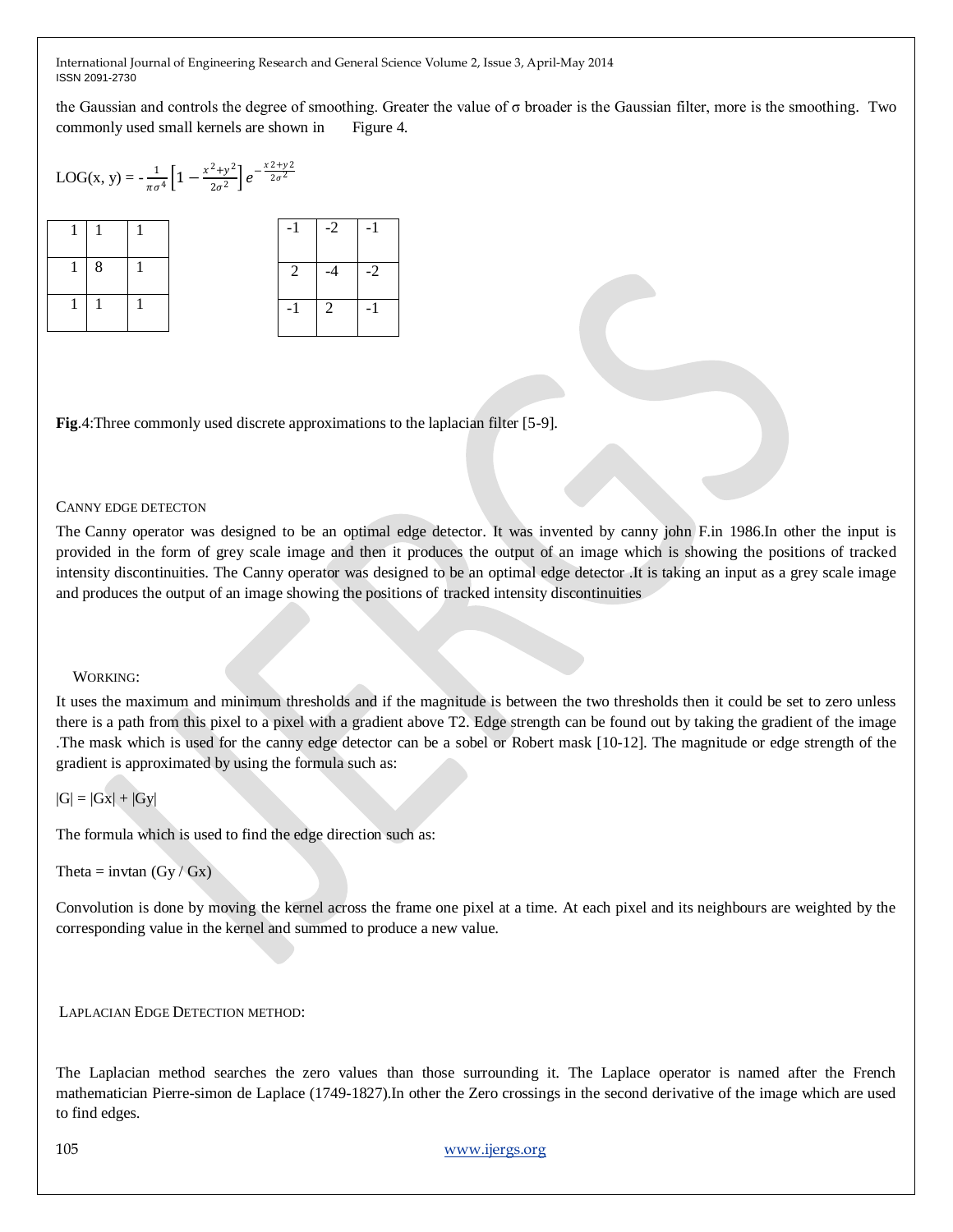the Gaussian and controls the degree of smoothing. Greater the value of σ broader is the Gaussian filter, more is the smoothing. Two commonly used small kernels are shown in Figure 4.

$$LOG(x, y) = -\frac{1}{\pi\sigma^4}\left[1 - \frac{x^2+y^2}{2\sigma^2}\right]e^{-\frac{x2+y2}{2\sigma^2}}$$

| 1 | 1 | 1 |
|---|---|---|
| 1 | 8 | 1 |
| 1 | 1 | 1 |

| -1 | -2 | -1 |
|---|---|---|
| 2 | -4 | -2 |
| -1 | 2 | -1 |

**Fig**.4:Three commonly used discrete approximations to the laplacian filter [5-9].

### CANNY EDGE DETECTON

The Canny operator was designed to be an optimal edge detector. It was invented by canny john F.in 1986.In other the input is provided in the form of grey scale image and then it produces the output of an image which is showing the positions of tracked intensity discontinuities. The Canny operator was designed to be an optimal edge detector .It is taking an input as a grey scale image and produces the output of an image showing the positions of tracked intensity discontinuities

#### WORKING:

It uses the maximum and minimum thresholds and if the magnitude is between the two thresholds then it could be set to zero unless there is a path from this pixel to a pixel with a gradient above T2. Edge strength can be found out by taking the gradient of the image .The mask which is used for the canny edge detector can be a sobel or Robert mask [10-12]. The magnitude or edge strength of the gradient is approximated by using the formula such as:

$|G| = |Gx| + |Gy|$

The formula which is used to find the edge direction such as:

Theta = invtan (Gy / Gx)

Convolution is done by moving the kernel across the frame one pixel at a time. At each pixel and its neighbours are weighted by the corresponding value in the kernel and summed to produce a new value.

### LAPLACIAN EDGE DETECTION METHOD:

The Laplacian method searches the zero values than those surrounding it. The Laplace operator is named after the French mathematician Pierre-simon de Laplace (1749-1827).In other the Zero crossings in the second derivative of the image which are used to find edges.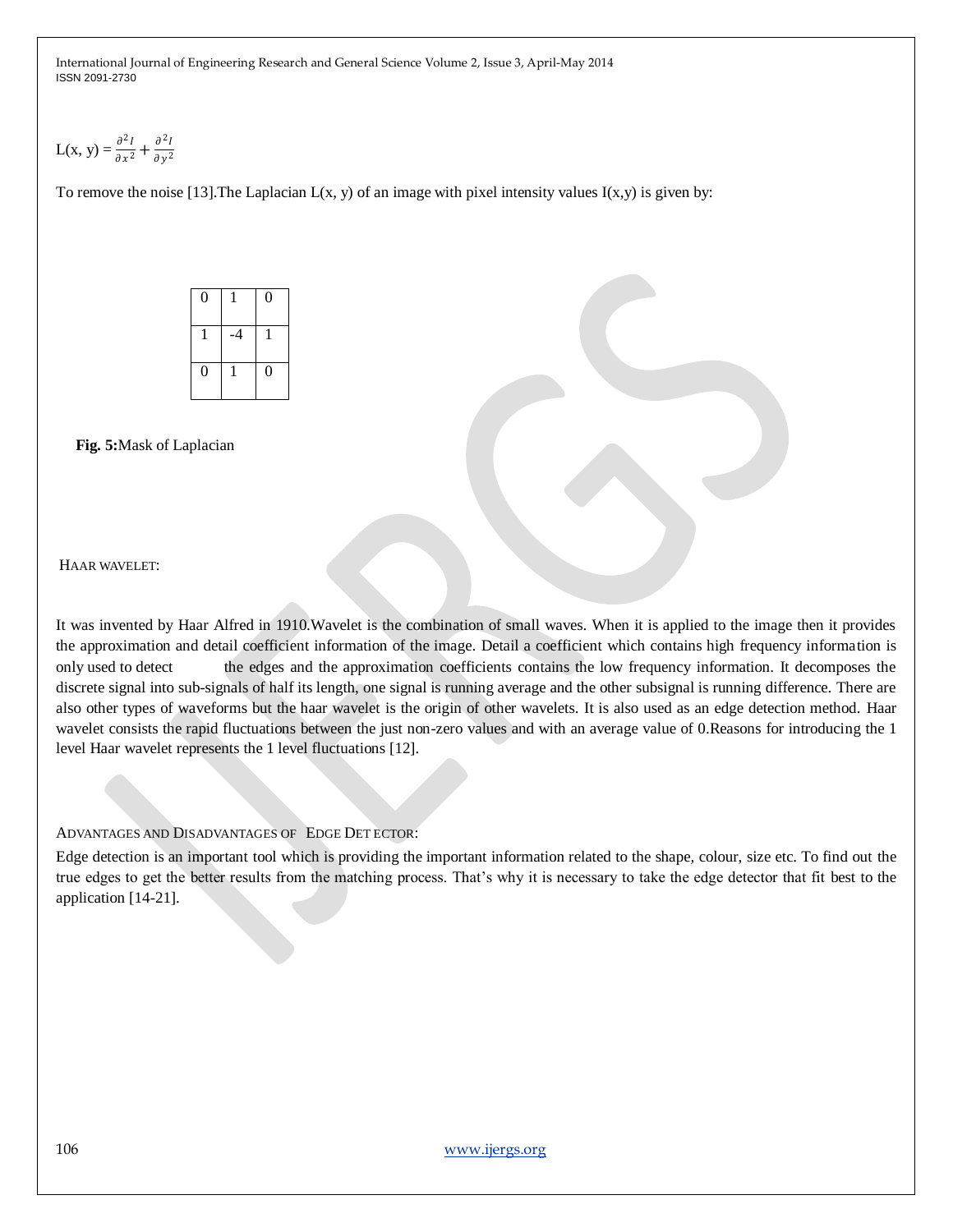$$L(x, y) = \frac{\partial^2 I}{\partial x^2} + \frac{\partial^2 I}{\partial y^2}$$

To remove the noise [13].The Laplacian L(x, y) of an image with pixel intensity values I(x,y) is given by:

| 0 | 1 | 0 |
|---|---|---|
| 1 | -4 | 1 |
| 0 | 1 | 0 |

**Fig. 5:**Mask of Laplacian

## HAAR WAVELET:

It was invented by Haar Alfred in 1910.Wavelet is the combination of small waves. When it is applied to the image then it provides the approximation and detail coefficient information of the image. Detail a coefficient which contains high frequency information is only used to detect the edges and the approximation coefficients contains the low frequency information. It decomposes the discrete signal into sub-signals of half its length, one signal is running average and the other subsignal is running difference. There are also other types of waveforms but the haar wavelet is the origin of other wavelets. It is also used as an edge detection method. Haar wavelet consists the rapid fluctuations between the just non-zero values and with an average value of 0.Reasons for introducing the 1 level Haar wavelet represents the 1 level fluctuations [12].

## ADVANTAGES AND DISADVANTAGES OF EDGE DETECTOR:

Edge detection is an important tool which is providing the important information related to the shape, colour, size etc. To find out the true edges to get the better results from the matching process. That's why it is necessary to take the edge detector that fit best to the application [14-21].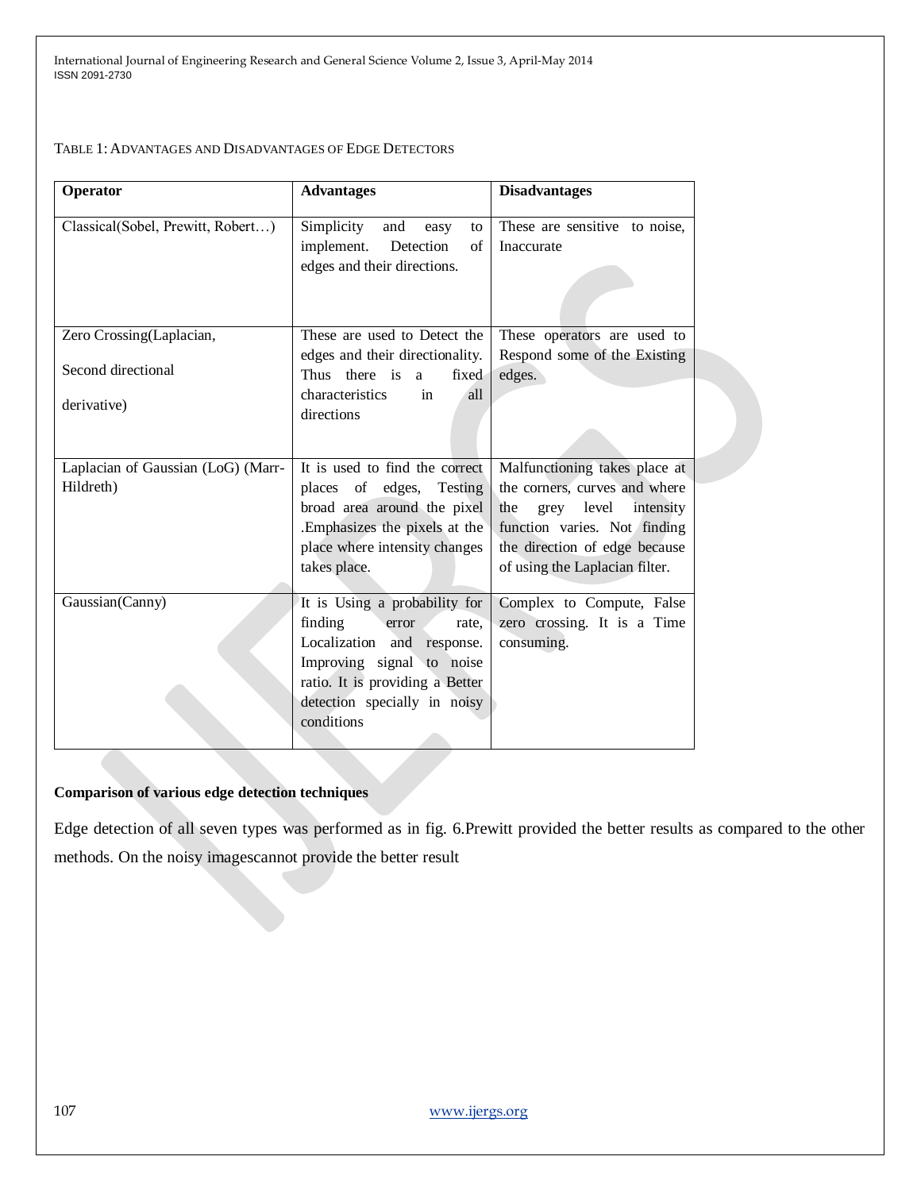TABLE 1: ADVANTAGES AND DISADVANTAGES OF EDGE DETECTORS

| Operator | Advantages | Disadvantages |
|---|---|---|
| Classical(Sobel, Prewitt, Robert…) | Simplicity and easy to implement. Detection of edges and their directions. | These are sensitive to noise, Inaccurate |
| Zero Crossing(Laplacian, Second directional derivative) | These are used to Detect the edges and their directionality. Thus there is a fixed characteristics in all directions | These operators are used to Respond some of the Existing edges. |
| Laplacian of Gaussian (LoG) (Marr-Hildreth) | It is used to find the correct places of edges, Testing broad area around the pixel .Emphasizes the pixels at the place where intensity changes takes place. | Malfunctioning takes place at the corners, curves and where the grey level intensity function varies. Not finding the direction of edge because of using the Laplacian filter. |
| Gaussian(Canny) | It is Using a probability for finding error rate, Localization and response. Improving signal to noise ratio. It is providing a Better detection specially in noisy conditions | Complex to Compute, False zero crossing. It is a Time consuming. |

**Comparison of various edge detection techniques**

Edge detection of all seven types was performed as in fig. 6.Prewitt provided the better results as compared to the other methods. On the noisy imagescannot provide the better result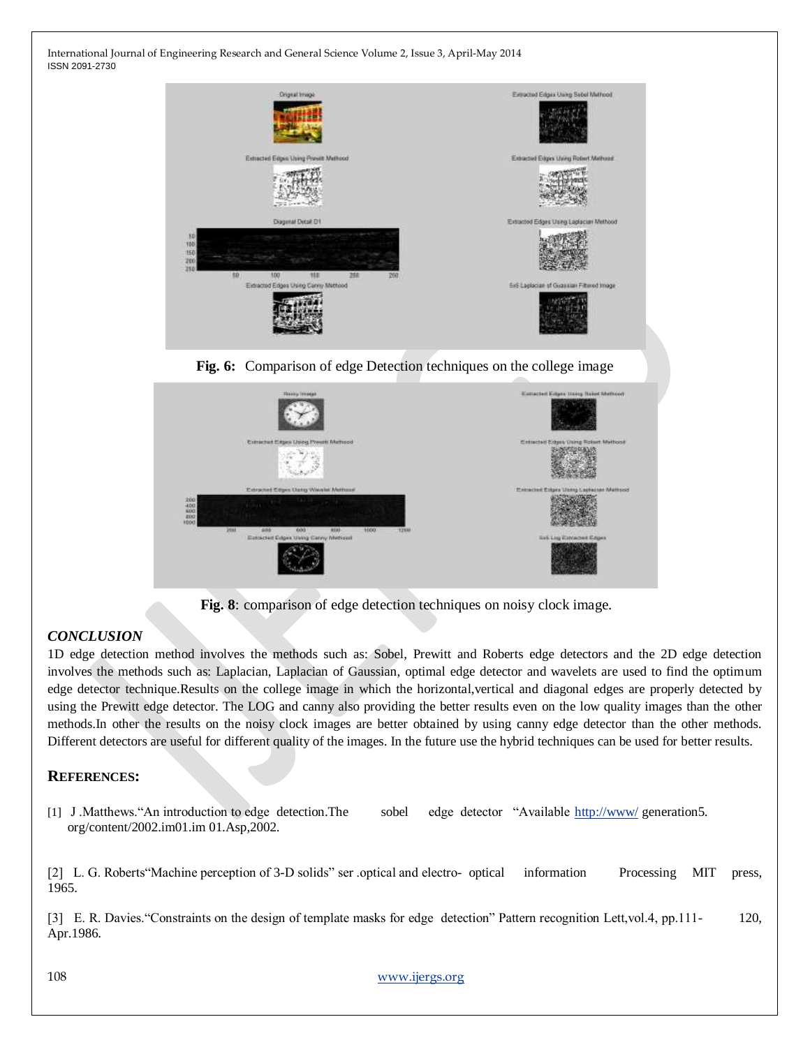Fig. 6: Comparison of edge Detection techniques on the college image

Fig. 8: comparison of edge detection techniques on noisy clock image.

## *CONCLUSION*

1D edge detection method involves the methods such as: Sobel, Prewitt and Roberts edge detectors and the 2D edge detection involves the methods such as: Laplacian, Laplacian of Gaussian, optimal edge detector and wavelets are used to find the optimum edge detector technique.Results on the college image in which the horizontal,vertical and diagonal edges are properly detected by using the Prewitt edge detector. The LOG and canny also providing the better results even on the low quality images than the other methods.In other the results on the noisy clock images are better obtained by using canny edge detector than the other methods. Different detectors are useful for different quality of the images. In the future use the hybrid techniques can be used for better results.

## REFERENCES:

[1] J .Matthews."An introduction to edge detection.The sobel edge detector "Available http://www/ generation5. org/content/2002.im01.im 01.Asp,2002.

[2] L. G. Roberts"Machine perception of 3-D solids" ser .optical and electro- optical information Processing MIT press, 1965.

[3] E. R. Davies."Constraints on the design of template masks for edge detection" Pattern recognition Lett,vol.4, pp.111- 120, Apr.1986.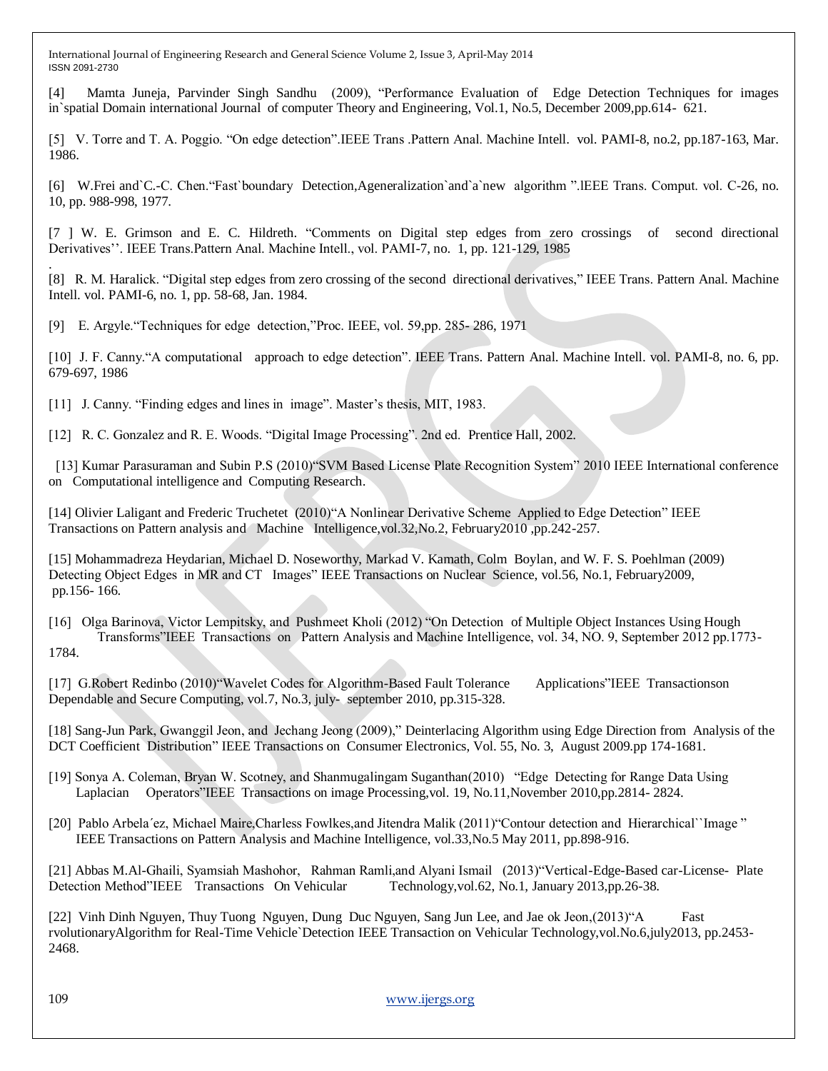[4] Mamta Juneja, Parvinder Singh Sandhu (2009), "Performance Evaluation of Edge Detection Techniques for images in`spatial Domain international Journal of computer Theory and Engineering, Vol.1, No.5, December 2009,pp.614- 621.

[5] V. Torre and T. A. Poggio. "On edge detection".IEEE Trans .Pattern Anal. Machine Intell. vol. PAMI-8, no.2, pp.187-163, Mar. 1986.

[6] W.Frei and`C.-C. Chen."Fast`boundary Detection,Ageneralization`and`a`new algorithm ".lEEE Trans. Comput. vol. C-26, no. 10, pp. 988-998, 1977.

[7 ] W. E. Grimson and E. C. Hildreth. "Comments on Digital step edges from zero crossings of second directional Derivatives''. IEEE Trans.Pattern Anal. Machine Intell., vol. PAMI-7, no. 1, pp. 121-129, 1985

.

[8] R. M. Haralick. "Digital step edges from zero crossing of the second directional derivatives," IEEE Trans. Pattern Anal. Machine Intell. vol. PAMI-6, no. 1, pp. 58-68, Jan. 1984.

[9] E. Argyle."Techniques for edge detection,"Proc. IEEE, vol. 59,pp. 285- 286, 1971

[10] J. F. Canny."A computational approach to edge detection". IEEE Trans. Pattern Anal. Machine Intell. vol. PAMI-8, no. 6, pp. 679-697, 1986

[11] J. Canny. "Finding edges and lines in image". Master's thesis, MIT, 1983.

[12] R. C. Gonzalez and R. E. Woods. "Digital Image Processing". 2nd ed. Prentice Hall, 2002.

[13] Kumar Parasuraman and Subin P.S (2010)"SVM Based License Plate Recognition System" 2010 IEEE International conference on Computational intelligence and Computing Research.

[14] Olivier Laligant and Frederic Truchetet (2010)"A Nonlinear Derivative Scheme Applied to Edge Detection" IEEE Transactions on Pattern analysis and Machine Intelligence,vol.32,No.2, February2010 ,pp.242-257.

[15] Mohammadreza Heydarian, Michael D. Noseworthy, Markad V. Kamath, Colm Boylan, and W. F. S. Poehlman (2009) Detecting Object Edges in MR and CT Images" IEEE Transactions on Nuclear Science, vol.56, No.1, February2009, pp.156- 166.

[16] Olga Barinova, Victor Lempitsky, and Pushmeet Kholi (2012) "On Detection of Multiple Object Instances Using Hough Transforms"IEEE Transactions on Pattern Analysis and Machine Intelligence, vol. 34, NO. 9, September 2012 pp.1773-1784.

[17] G.Robert Redinbo (2010)"Wavelet Codes for Algorithm-Based Fault Tolerance Applications"IEEE Transactionson Dependable and Secure Computing, vol.7, No.3, july- september 2010, pp.315-328.

[18] Sang-Jun Park, Gwanggil Jeon, and Jechang Jeong (2009)," Deinterlacing Algorithm using Edge Direction from Analysis of the DCT Coefficient Distribution" IEEE Transactions on Consumer Electronics, Vol. 55, No. 3, August 2009.pp 174-1681.

[19] Sonya A. Coleman, Bryan W. Scotney, and Shanmugalingam Suganthan(2010) "Edge Detecting for Range Data Using Laplacian Operators"IEEE Transactions on image Processing,vol. 19, No.11,November 2010,pp.2814- 2824.

[20] Pablo Arbela´ez, Michael Maire,Charless Fowlkes,and Jitendra Malik (2011)"Contour detection and Hierarchical``Image " IEEE Transactions on Pattern Analysis and Machine Intelligence, vol.33,No.5 May 2011, pp.898-916.

[21] Abbas M.Al-Ghaili, Syamsiah Mashohor, Rahman Ramli,and Alyani Ismail (2013)"Vertical-Edge-Based car-License- Plate Detection Method"IEEE Transactions On Vehicular Technology,vol.62, No.1, January 2013,pp.26-38.

[22] Vinh Dinh Nguyen, Thuy Tuong Nguyen, Dung Duc Nguyen, Sang Jun Lee, and Jae ok Jeon,(2013)"A Fast rvolutionaryAlgorithm for Real-Time Vehicle`Detection IEEE Transaction on Vehicular Technology,vol.No.6,july2013, pp.2453-2468.